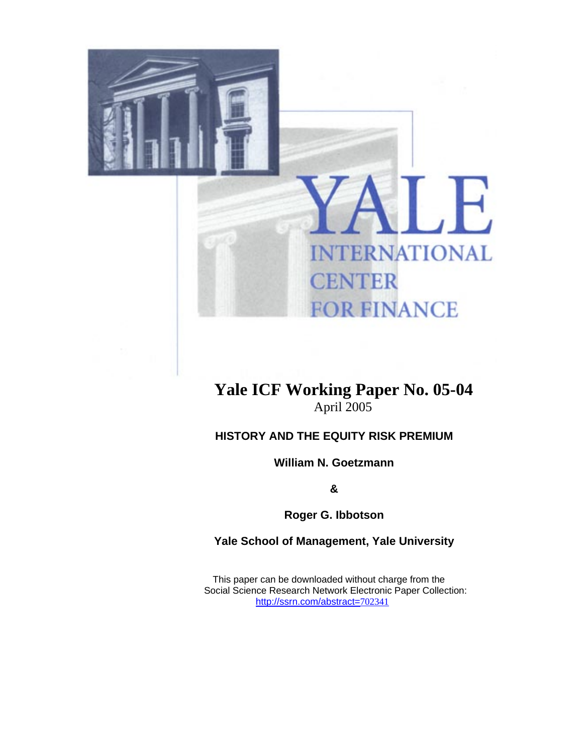YALE

INTERNATIONAL CENTER FOR FINANCE

# Yale ICF Working Paper No. 05-04

April 2005

## HISTORY AND THE EQUITY RISK PREMIUM

**William N. Goetzmann**

**&**

**Roger G. Ibbotson**

**Yale School of Management, Yale University**

This paper can be downloaded without charge from the Social Science Research Network Electronic Paper Collection: http://ssrn.com/abstract=702341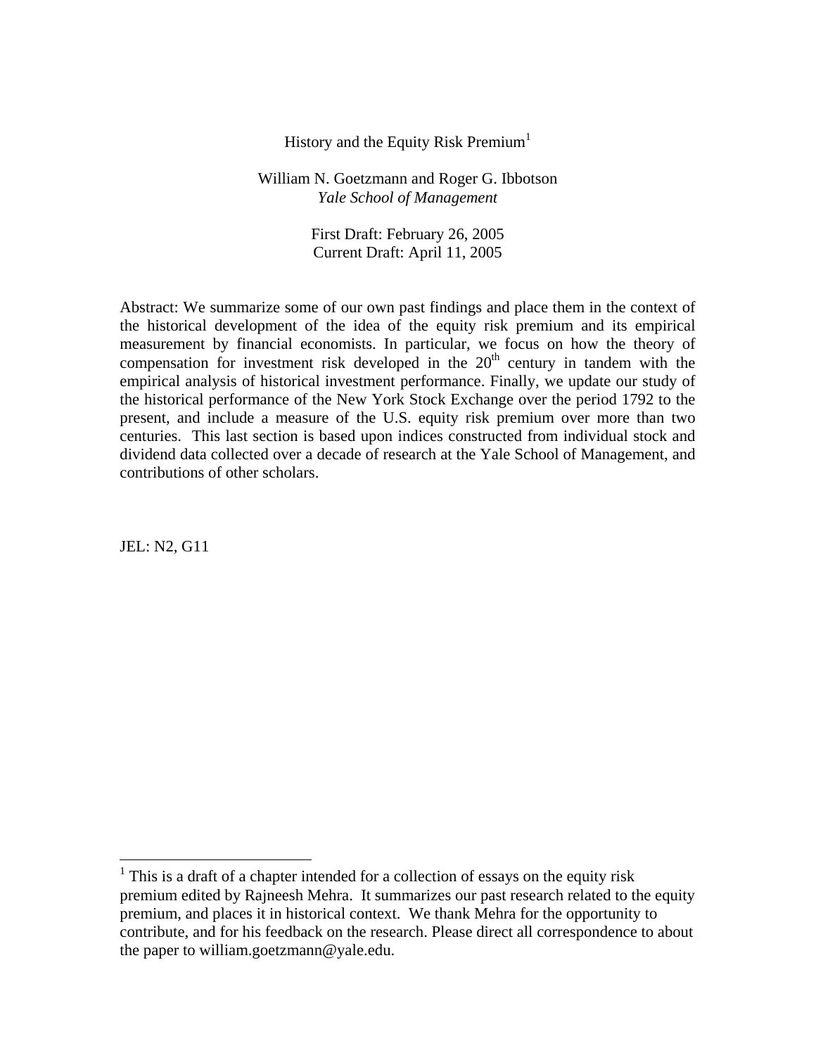# History and the Equity Risk Premium[1]

William N. Goetzmann and Roger G. Ibbotson
*Yale School of Management*

First Draft: February 26, 2005
Current Draft: April 11, 2005

Abstract: We summarize some of our own past findings and place them in the context of the historical development of the idea of the equity risk premium and its empirical measurement by financial economists. In particular, we focus on how the theory of compensation for investment risk developed in the $20^{th}$ century in tandem with the empirical analysis of historical investment performance. Finally, we update our study of the historical performance of the New York Stock Exchange over the period 1792 to the present, and include a measure of the U.S. equity risk premium over more than two centuries. This last section is based upon indices constructed from individual stock and dividend data collected over a decade of research at the Yale School of Management, and contributions of other scholars.

JEL: N2, G11

[1] This is a draft of a chapter intended for a collection of essays on the equity risk premium edited by Rajneesh Mehra. It summarizes our past research related to the equity premium, and places it in historical context. We thank Mehra for the opportunity to contribute, and for his feedback on the research. Please direct all correspondence to about the paper to william.goetzmann@yale.edu.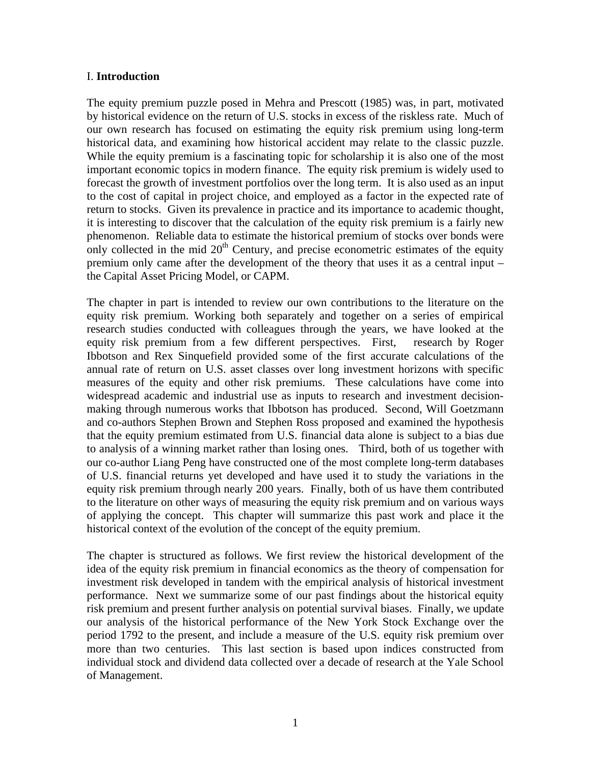## I. **Introduction**

The equity premium puzzle posed in Mehra and Prescott (1985) was, in part, motivated by historical evidence on the return of U.S. stocks in excess of the riskless rate. Much of our own research has focused on estimating the equity risk premium using long-term historical data, and examining how historical accident may relate to the classic puzzle. While the equity premium is a fascinating topic for scholarship it is also one of the most important economic topics in modern finance. The equity risk premium is widely used to forecast the growth of investment portfolios over the long term. It is also used as an input to the cost of capital in project choice, and employed as a factor in the expected rate of return to stocks. Given its prevalence in practice and its importance to academic thought, it is interesting to discover that the calculation of the equity risk premium is a fairly new phenomenon. Reliable data to estimate the historical premium of stocks over bonds were only collected in the mid 20$^{th}$ Century, and precise econometric estimates of the equity premium only came after the development of the theory that uses it as a central input – the Capital Asset Pricing Model, or CAPM.

The chapter in part is intended to review our own contributions to the literature on the equity risk premium. Working both separately and together on a series of empirical research studies conducted with colleagues through the years, we have looked at the equity risk premium from a few different perspectives. First, research by Roger Ibbotson and Rex Sinquefield provided some of the first accurate calculations of the annual rate of return on U.S. asset classes over long investment horizons with specific measures of the equity and other risk premiums. These calculations have come into widespread academic and industrial use as inputs to research and investment decision-making through numerous works that Ibbotson has produced. Second, Will Goetzmann and co-authors Stephen Brown and Stephen Ross proposed and examined the hypothesis that the equity premium estimated from U.S. financial data alone is subject to a bias due to analysis of a winning market rather than losing ones. Third, both of us together with our co-author Liang Peng have constructed one of the most complete long-term databases of U.S. financial returns yet developed and have used it to study the variations in the equity risk premium through nearly 200 years. Finally, both of us have them contributed to the literature on other ways of measuring the equity risk premium and on various ways of applying the concept. This chapter will summarize this past work and place it the historical context of the evolution of the concept of the equity premium.

The chapter is structured as follows. We first review the historical development of the idea of the equity risk premium in financial economics as the theory of compensation for investment risk developed in tandem with the empirical analysis of historical investment performance. Next we summarize some of our past findings about the historical equity risk premium and present further analysis on potential survival biases. Finally, we update our analysis of the historical performance of the New York Stock Exchange over the period 1792 to the present, and include a measure of the U.S. equity risk premium over more than two centuries. This last section is based upon indices constructed from individual stock and dividend data collected over a decade of research at the Yale School of Management.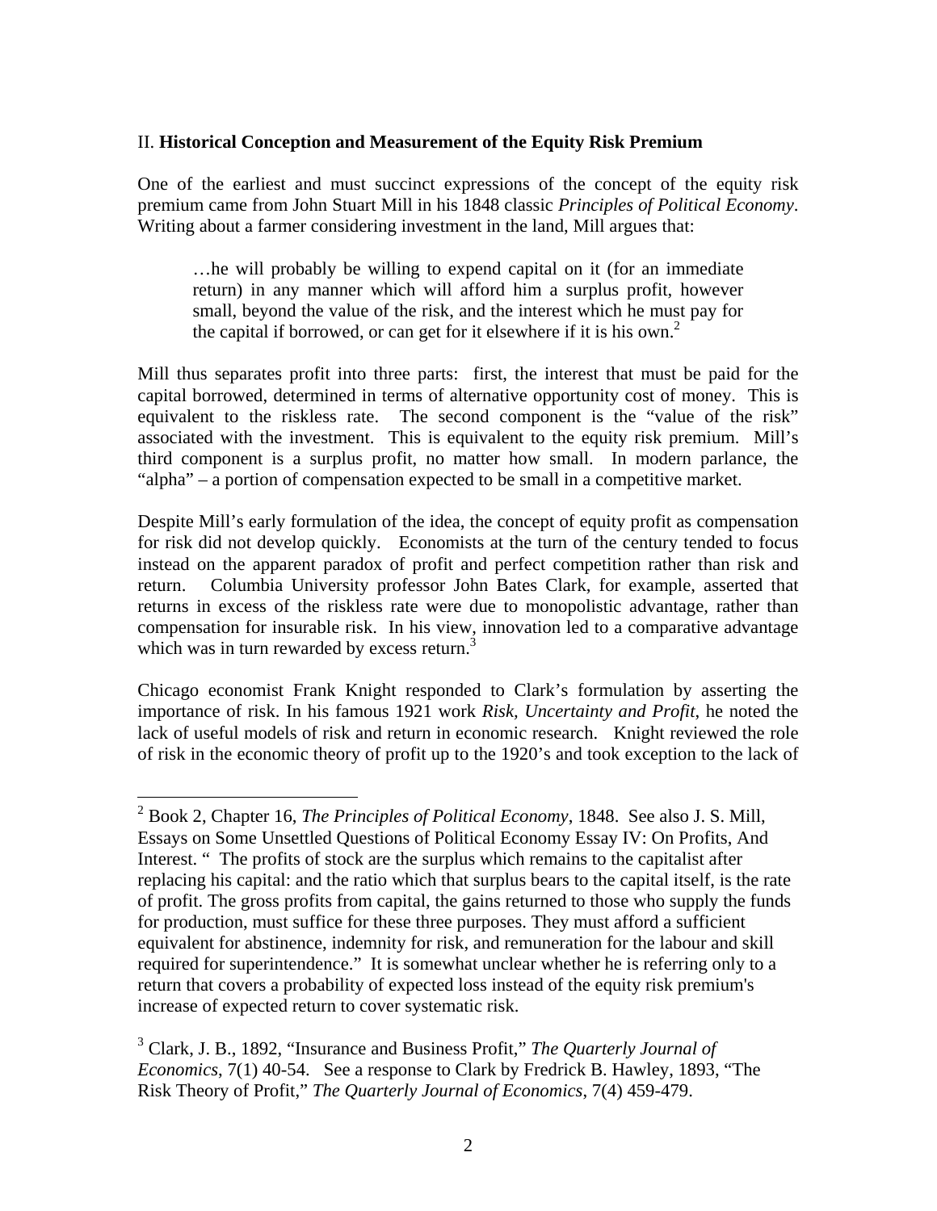## II. **Historical Conception and Measurement of the Equity Risk Premium**

One of the earliest and must succinct expressions of the concept of the equity risk premium came from John Stuart Mill in his 1848 classic *Principles of Political Economy*. Writing about a farmer considering investment in the land, Mill argues that:

> …he will probably be willing to expend capital on it (for an immediate return) in any manner which will afford him a surplus profit, however small, beyond the value of the risk, and the interest which he must pay for the capital if borrowed, or can get for it elsewhere if it is his own.[2]

Mill thus separates profit into three parts: first, the interest that must be paid for the capital borrowed, determined in terms of alternative opportunity cost of money. This is equivalent to the riskless rate. The second component is the "value of the risk" associated with the investment. This is equivalent to the equity risk premium. Mill's third component is a surplus profit, no matter how small. In modern parlance, the "alpha" – a portion of compensation expected to be small in a competitive market.

Despite Mill's early formulation of the idea, the concept of equity profit as compensation for risk did not develop quickly. Economists at the turn of the century tended to focus instead on the apparent paradox of profit and perfect competition rather than risk and return. Columbia University professor John Bates Clark, for example, asserted that returns in excess of the riskless rate were due to monopolistic advantage, rather than compensation for insurable risk. In his view, innovation led to a comparative advantage which was in turn rewarded by excess return.[3]

Chicago economist Frank Knight responded to Clark's formulation by asserting the importance of risk. In his famous 1921 work *Risk, Uncertainty and Profit*, he noted the lack of useful models of risk and return in economic research. Knight reviewed the role of risk in the economic theory of profit up to the 1920's and took exception to the lack of

---

[2] Book 2, Chapter 16, *The Principles of Political Economy*, 1848. See also J. S. Mill, Essays on Some Unsettled Questions of Political Economy Essay IV: On Profits, And Interest. " The profits of stock are the surplus which remains to the capitalist after replacing his capital: and the ratio which that surplus bears to the capital itself, is the rate of profit. The gross profits from capital, the gains returned to those who supply the funds for production, must suffice for these three purposes. They must afford a sufficient equivalent for abstinence, indemnity for risk, and remuneration for the labour and skill required for superintendence." It is somewhat unclear whether he is referring only to a return that covers a probability of expected loss instead of the equity risk premium's increase of expected return to cover systematic risk.

[3] Clark, J. B., 1892, "Insurance and Business Profit," *The Quarterly Journal of Economics*, 7(1) 40-54. See a response to Clark by Fredrick B. Hawley, 1893, "The Risk Theory of Profit," *The Quarterly Journal of Economics*, 7(4) 459-479.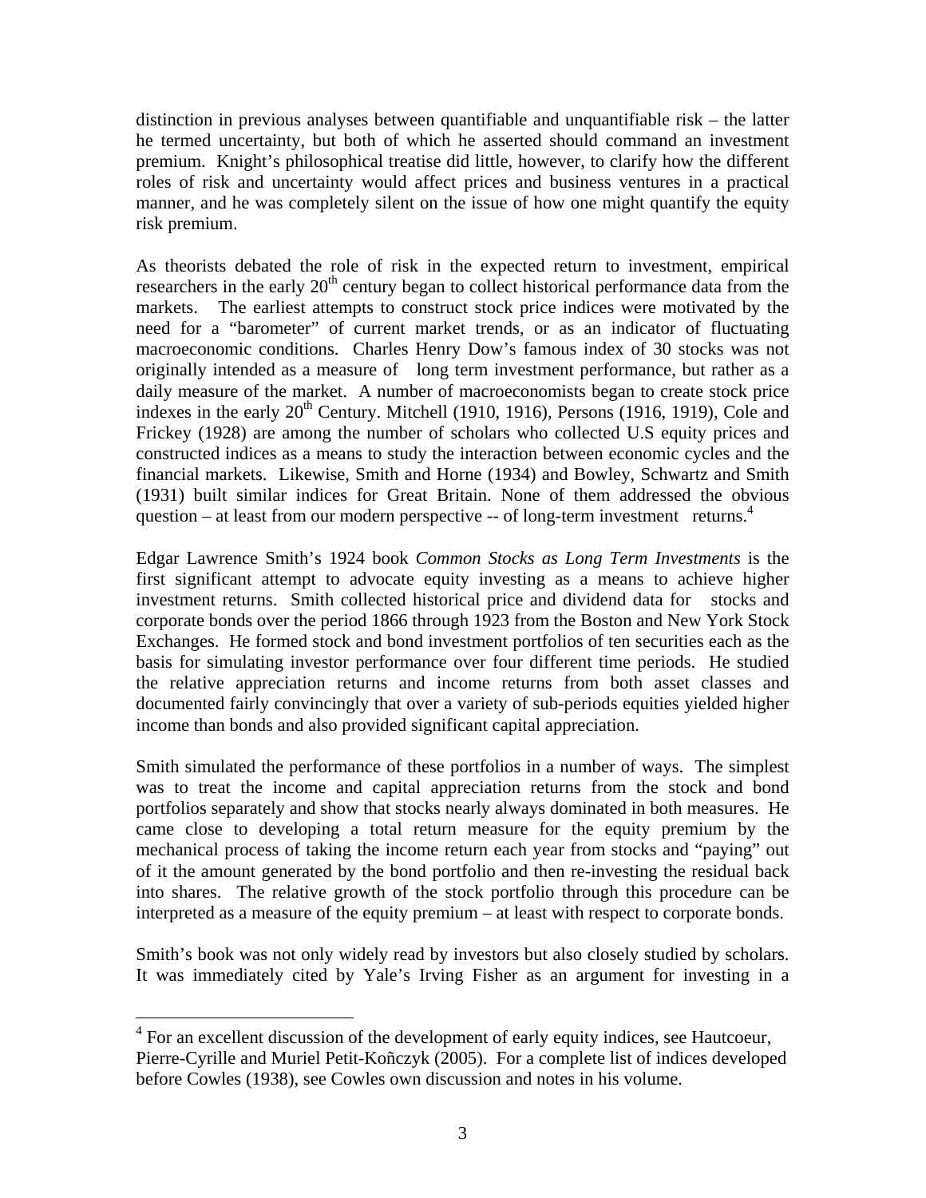distinction in previous analyses between quantifiable and unquantifiable risk – the latter he termed uncertainty, but both of which he asserted should command an investment premium. Knight's philosophical treatise did little, however, to clarify how the different roles of risk and uncertainty would affect prices and business ventures in a practical manner, and he was completely silent on the issue of how one might quantify the equity risk premium.

As theorists debated the role of risk in the expected return to investment, empirical researchers in the early 20th century began to collect historical performance data from the markets. The earliest attempts to construct stock price indices were motivated by the need for a "barometer" of current market trends, or as an indicator of fluctuating macroeconomic conditions. Charles Henry Dow's famous index of 30 stocks was not originally intended as a measure of long term investment performance, but rather as a daily measure of the market. A number of macroeconomists began to create stock price indexes in the early 20th Century. Mitchell (1910, 1916), Persons (1916, 1919), Cole and Frickey (1928) are among the number of scholars who collected U.S equity prices and constructed indices as a means to study the interaction between economic cycles and the financial markets. Likewise, Smith and Horne (1934) and Bowley, Schwartz and Smith (1931) built similar indices for Great Britain. None of them addressed the obvious question – at least from our modern perspective -- of long-term investment returns.[4]

Edgar Lawrence Smith's 1924 book *Common Stocks as Long Term Investments* is the first significant attempt to advocate equity investing as a means to achieve higher investment returns. Smith collected historical price and dividend data for stocks and corporate bonds over the period 1866 through 1923 from the Boston and New York Stock Exchanges. He formed stock and bond investment portfolios of ten securities each as the basis for simulating investor performance over four different time periods. He studied the relative appreciation returns and income returns from both asset classes and documented fairly convincingly that over a variety of sub-periods equities yielded higher income than bonds and also provided significant capital appreciation.

Smith simulated the performance of these portfolios in a number of ways. The simplest was to treat the income and capital appreciation returns from the stock and bond portfolios separately and show that stocks nearly always dominated in both measures. He came close to developing a total return measure for the equity premium by the mechanical process of taking the income return each year from stocks and "paying" out of it the amount generated by the bond portfolio and then re-investing the residual back into shares. The relative growth of the stock portfolio through this procedure can be interpreted as a measure of the equity premium – at least with respect to corporate bonds.

Smith's book was not only widely read by investors but also closely studied by scholars. It was immediately cited by Yale's Irving Fisher as an argument for investing in a

[4] For an excellent discussion of the development of early equity indices, see Hautcoeur, Pierre-Cyrille and Muriel Petit-Koñczyk (2005). For a complete list of indices developed before Cowles (1938), see Cowles own discussion and notes in his volume.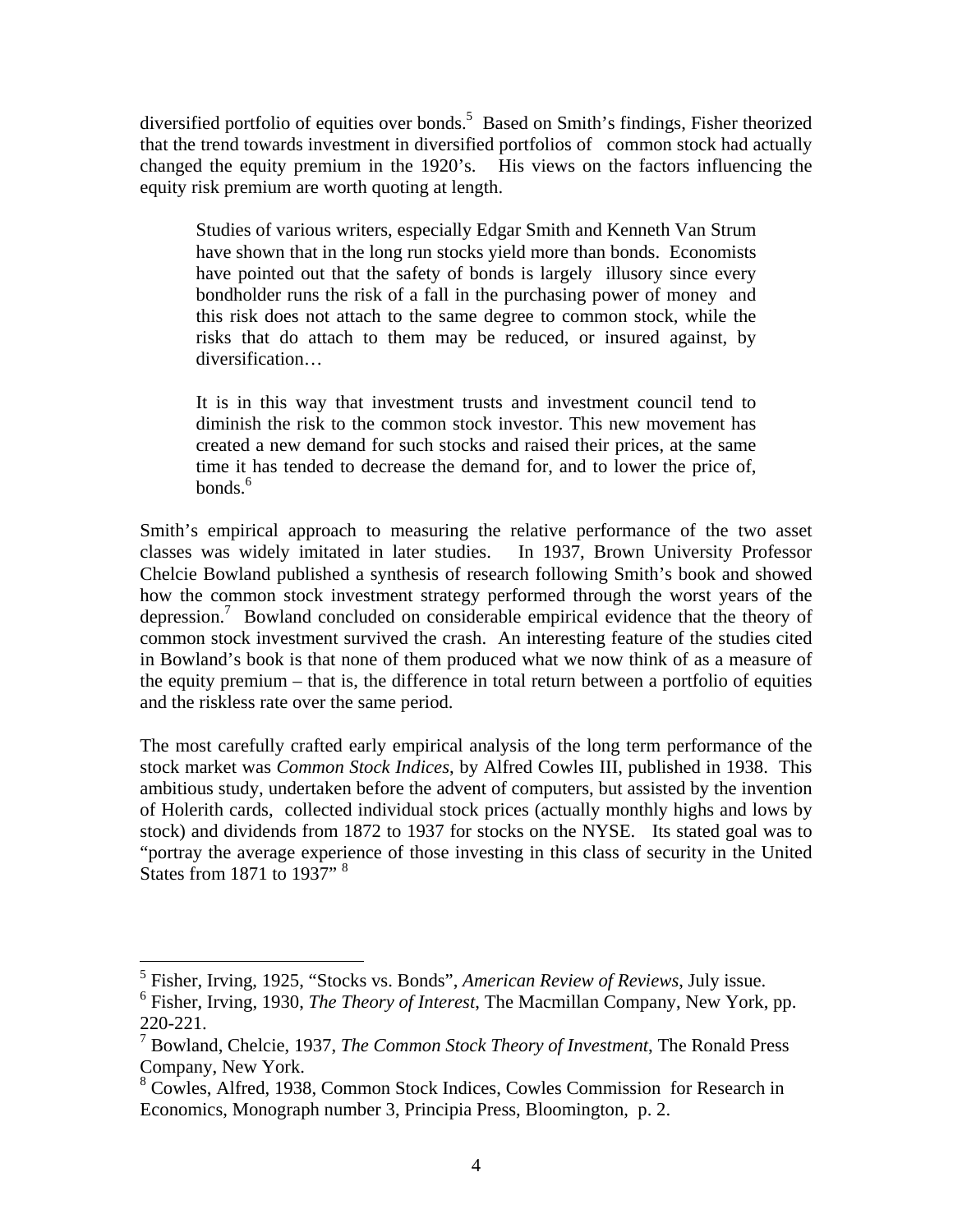diversified portfolio of equities over bonds.[5] Based on Smith's findings, Fisher theorized that the trend towards investment in diversified portfolios of common stock had actually changed the equity premium in the 1920's. His views on the factors influencing the equity risk premium are worth quoting at length.

> Studies of various writers, especially Edgar Smith and Kenneth Van Strum have shown that in the long run stocks yield more than bonds. Economists have pointed out that the safety of bonds is largely illusory since every bondholder runs the risk of a fall in the purchasing power of money and this risk does not attach to the same degree to common stock, while the risks that do attach to them may be reduced, or insured against, by diversification…
>
> It is in this way that investment trusts and investment council tend to diminish the risk to the common stock investor. This new movement has created a new demand for such stocks and raised their prices, at the same time it has tended to decrease the demand for, and to lower the price of, bonds.[6]

Smith's empirical approach to measuring the relative performance of the two asset classes was widely imitated in later studies. In 1937, Brown University Professor Chelcie Bowland published a synthesis of research following Smith's book and showed how the common stock investment strategy performed through the worst years of the depression.[7] Bowland concluded on considerable empirical evidence that the theory of common stock investment survived the crash. An interesting feature of the studies cited in Bowland's book is that none of them produced what we now think of as a measure of the equity premium – that is, the difference in total return between a portfolio of equities and the riskless rate over the same period.

The most carefully crafted early empirical analysis of the long term performance of the stock market was *Common Stock Indices*, by Alfred Cowles III, published in 1938. This ambitious study, undertaken before the advent of computers, but assisted by the invention of Holerith cards, collected individual stock prices (actually monthly highs and lows by stock) and dividends from 1872 to 1937 for stocks on the NYSE. Its stated goal was to "portray the average experience of those investing in this class of security in the United States from 1871 to 1937" [8]

---

[5] Fisher, Irving, 1925, "Stocks vs. Bonds", *American Review of Reviews*, July issue.

[6] Fisher, Irving, 1930, *The Theory of Interest*, The Macmillan Company, New York, pp. 220-221.

[7] Bowland, Chelcie, 1937, *The Common Stock Theory of Investment*, The Ronald Press Company, New York.

[8] Cowles, Alfred, 1938, Common Stock Indices, Cowles Commission for Research in Economics, Monograph number 3, Principia Press, Bloomington, p. 2.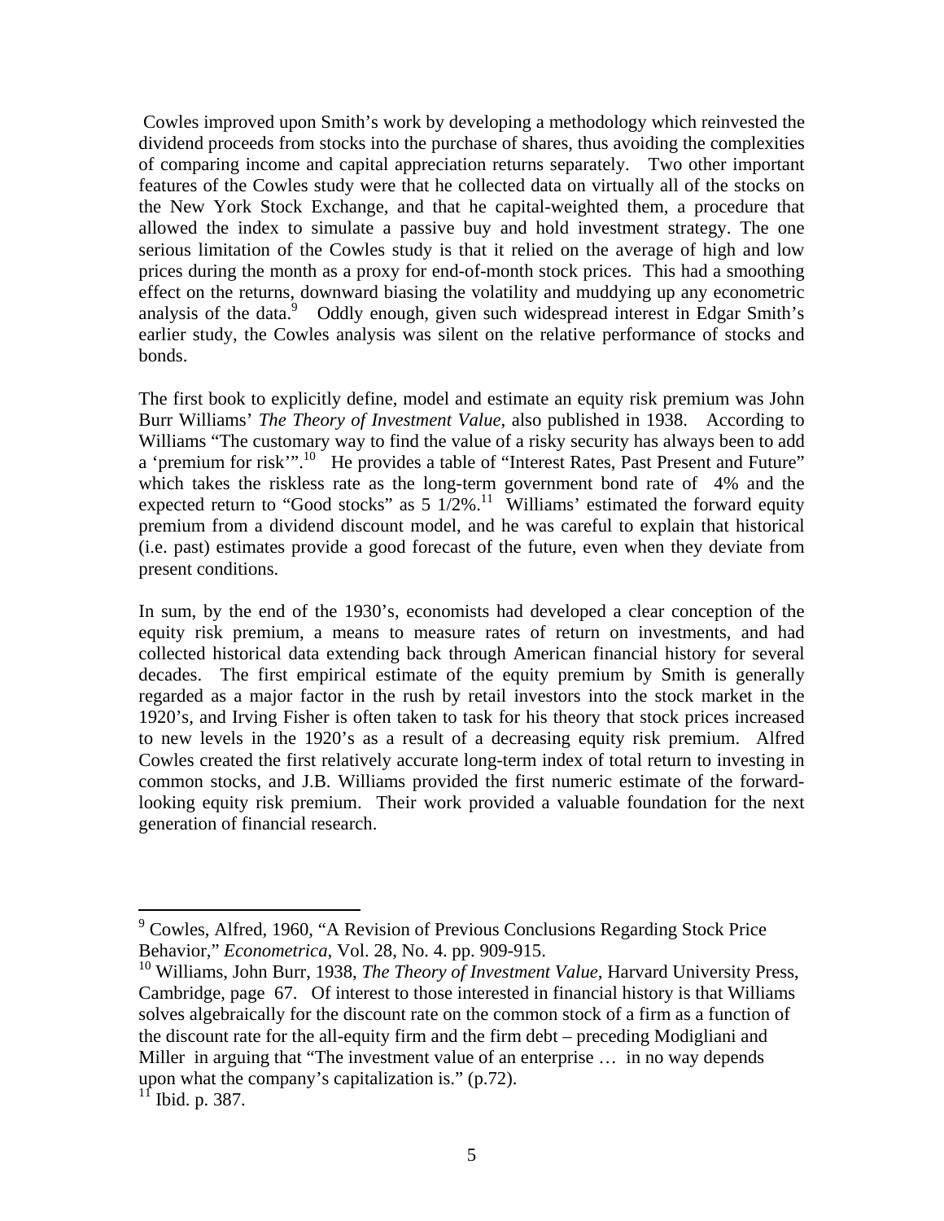Cowles improved upon Smith's work by developing a methodology which reinvested the dividend proceeds from stocks into the purchase of shares, thus avoiding the complexities of comparing income and capital appreciation returns separately. Two other important features of the Cowles study were that he collected data on virtually all of the stocks on the New York Stock Exchange, and that he capital-weighted them, a procedure that allowed the index to simulate a passive buy and hold investment strategy. The one serious limitation of the Cowles study is that it relied on the average of high and low prices during the month as a proxy for end-of-month stock prices. This had a smoothing effect on the returns, downward biasing the volatility and muddying up any econometric analysis of the data.[9] Oddly enough, given such widespread interest in Edgar Smith's earlier study, the Cowles analysis was silent on the relative performance of stocks and bonds.

The first book to explicitly define, model and estimate an equity risk premium was John Burr Williams' *The Theory of Investment Value*, also published in 1938. According to Williams "The customary way to find the value of a risky security has always been to add a 'premium for risk'".[10] He provides a table of "Interest Rates, Past Present and Future" which takes the riskless rate as the long-term government bond rate of 4% and the expected return to "Good stocks" as 5 1/2%.[11] Williams' estimated the forward equity premium from a dividend discount model, and he was careful to explain that historical (i.e. past) estimates provide a good forecast of the future, even when they deviate from present conditions.

In sum, by the end of the 1930's, economists had developed a clear conception of the equity risk premium, a means to measure rates of return on investments, and had collected historical data extending back through American financial history for several decades. The first empirical estimate of the equity premium by Smith is generally regarded as a major factor in the rush by retail investors into the stock market in the 1920's, and Irving Fisher is often taken to task for his theory that stock prices increased to new levels in the 1920's as a result of a decreasing equity risk premium. Alfred Cowles created the first relatively accurate long-term index of total return to investing in common stocks, and J.B. Williams provided the first numeric estimate of the forward-looking equity risk premium. Their work provided a valuable foundation for the next generation of financial research.

---

[9] Cowles, Alfred, 1960, "A Revision of Previous Conclusions Regarding Stock Price Behavior," *Econometrica*, Vol. 28, No. 4. pp. 909-915.

[10] Williams, John Burr, 1938, *The Theory of Investment Value*, Harvard University Press, Cambridge, page 67. Of interest to those interested in financial history is that Williams solves algebraically for the discount rate on the common stock of a firm as a function of the discount rate for the all-equity firm and the firm debt – preceding Modigliani and Miller in arguing that "The investment value of an enterprise … in no way depends upon what the company's capitalization is." (p.72).

[11] Ibid. p. 387.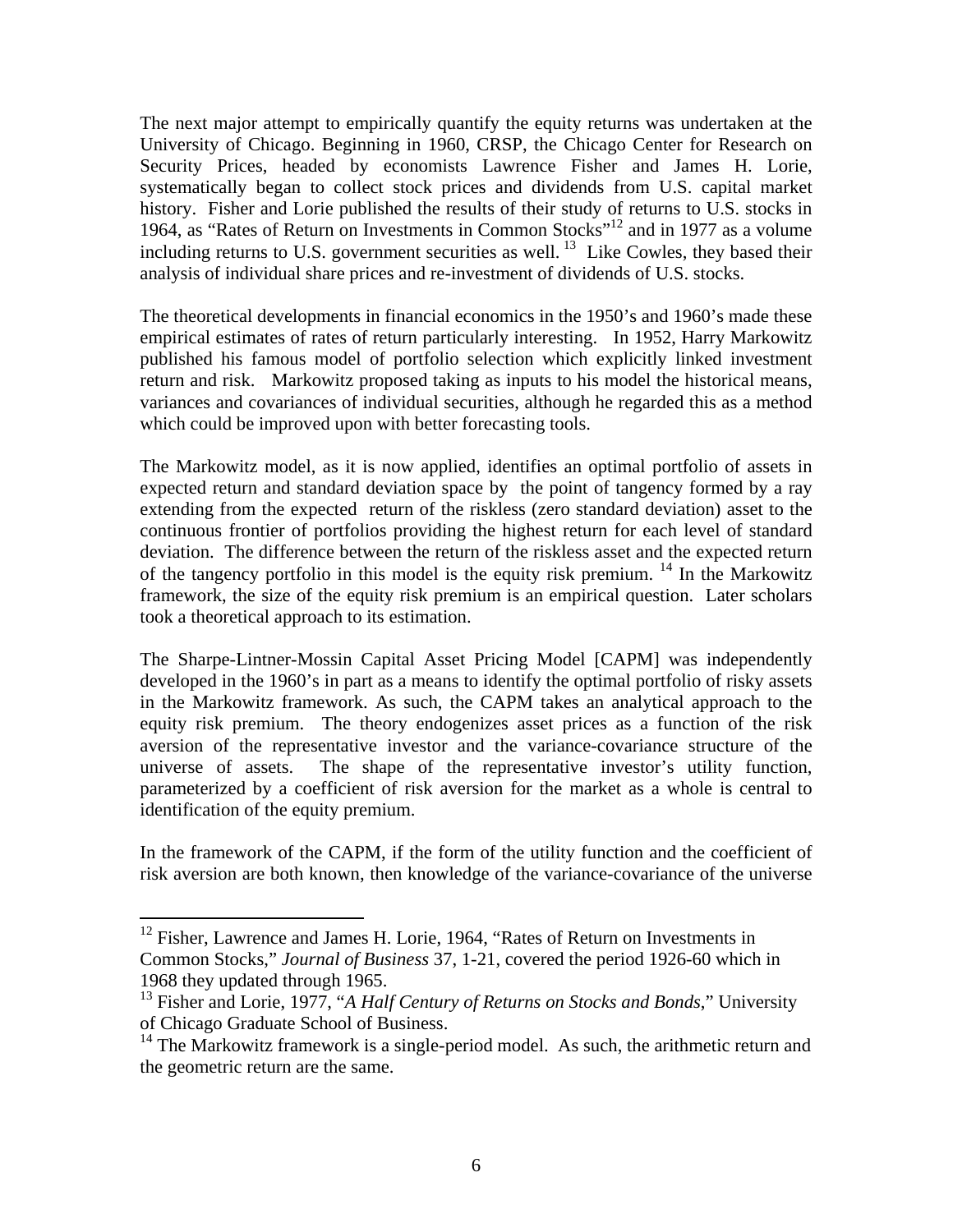The next major attempt to empirically quantify the equity returns was undertaken at the University of Chicago. Beginning in 1960, CRSP, the Chicago Center for Research on Security Prices, headed by economists Lawrence Fisher and James H. Lorie, systematically began to collect stock prices and dividends from U.S. capital market history. Fisher and Lorie published the results of their study of returns to U.S. stocks in 1964, as "Rates of Return on Investments in Common Stocks"[12] and in 1977 as a volume including returns to U.S. government securities as well.[13] Like Cowles, they based their analysis of individual share prices and re-investment of dividends of U.S. stocks.

The theoretical developments in financial economics in the 1950's and 1960's made these empirical estimates of rates of return particularly interesting. In 1952, Harry Markowitz published his famous model of portfolio selection which explicitly linked investment return and risk. Markowitz proposed taking as inputs to his model the historical means, variances and covariances of individual securities, although he regarded this as a method which could be improved upon with better forecasting tools.

The Markowitz model, as it is now applied, identifies an optimal portfolio of assets in expected return and standard deviation space by the point of tangency formed by a ray extending from the expected return of the riskless (zero standard deviation) asset to the continuous frontier of portfolios providing the highest return for each level of standard deviation. The difference between the return of the riskless asset and the expected return of the tangency portfolio in this model is the equity risk premium.[14] In the Markowitz framework, the size of the equity risk premium is an empirical question. Later scholars took a theoretical approach to its estimation.

The Sharpe-Lintner-Mossin Capital Asset Pricing Model [CAPM] was independently developed in the 1960's in part as a means to identify the optimal portfolio of risky assets in the Markowitz framework. As such, the CAPM takes an analytical approach to the equity risk premium. The theory endogenizes asset prices as a function of the risk aversion of the representative investor and the variance-covariance structure of the universe of assets. The shape of the representative investor's utility function, parameterized by a coefficient of risk aversion for the market as a whole is central to identification of the equity premium.

In the framework of the CAPM, if the form of the utility function and the coefficient of risk aversion are both known, then knowledge of the variance-covariance of the universe

---

[12] Fisher, Lawrence and James H. Lorie, 1964, "Rates of Return on Investments in Common Stocks," *Journal of Business* 37, 1-21, covered the period 1926-60 which in 1968 they updated through 1965.

[13] Fisher and Lorie, 1977, "*A Half Century of Returns on Stocks and Bonds*," University of Chicago Graduate School of Business.

[14] The Markowitz framework is a single-period model. As such, the arithmetic return and the geometric return are the same.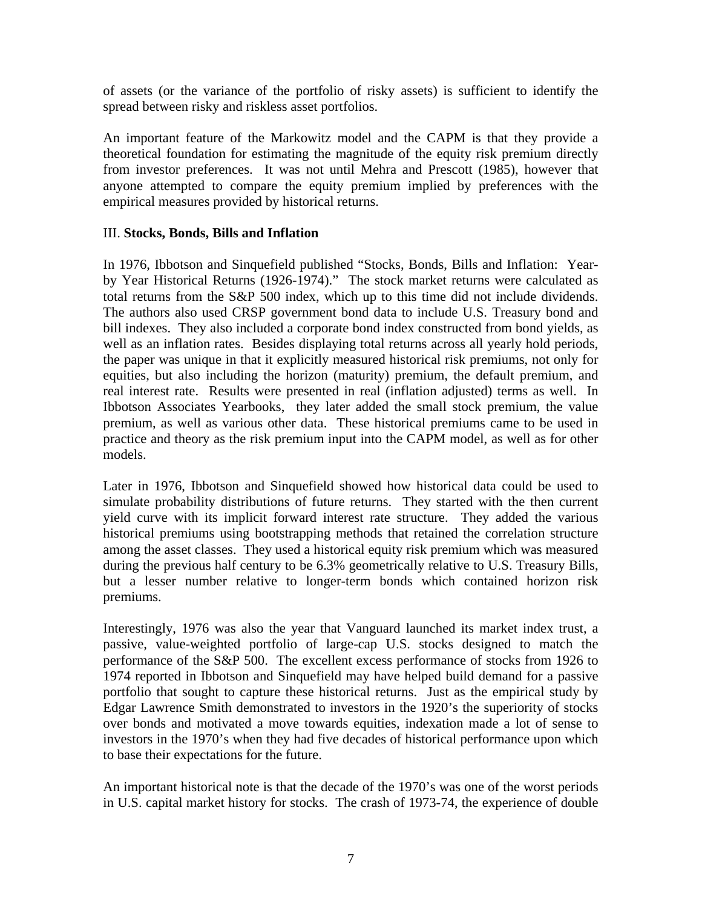of assets (or the variance of the portfolio of risky assets) is sufficient to identify the spread between risky and riskless asset portfolios.

An important feature of the Markowitz model and the CAPM is that they provide a theoretical foundation for estimating the magnitude of the equity risk premium directly from investor preferences. It was not until Mehra and Prescott (1985), however that anyone attempted to compare the equity premium implied by preferences with the empirical measures provided by historical returns.

## III. **Stocks, Bonds, Bills and Inflation**

In 1976, Ibbotson and Sinquefield published "Stocks, Bonds, Bills and Inflation: Year-by Year Historical Returns (1926-1974)." The stock market returns were calculated as total returns from the S&P 500 index, which up to this time did not include dividends. The authors also used CRSP government bond data to include U.S. Treasury bond and bill indexes. They also included a corporate bond index constructed from bond yields, as well as an inflation rates. Besides displaying total returns across all yearly hold periods, the paper was unique in that it explicitly measured historical risk premiums, not only for equities, but also including the horizon (maturity) premium, the default premium, and real interest rate. Results were presented in real (inflation adjusted) terms as well. In Ibbotson Associates Yearbooks, they later added the small stock premium, the value premium, as well as various other data. These historical premiums came to be used in practice and theory as the risk premium input into the CAPM model, as well as for other models.

Later in 1976, Ibbotson and Sinquefield showed how historical data could be used to simulate probability distributions of future returns. They started with the then current yield curve with its implicit forward interest rate structure. They added the various historical premiums using bootstrapping methods that retained the correlation structure among the asset classes. They used a historical equity risk premium which was measured during the previous half century to be 6.3% geometrically relative to U.S. Treasury Bills, but a lesser number relative to longer-term bonds which contained horizon risk premiums.

Interestingly, 1976 was also the year that Vanguard launched its market index trust, a passive, value-weighted portfolio of large-cap U.S. stocks designed to match the performance of the S&P 500. The excellent excess performance of stocks from 1926 to 1974 reported in Ibbotson and Sinquefield may have helped build demand for a passive portfolio that sought to capture these historical returns. Just as the empirical study by Edgar Lawrence Smith demonstrated to investors in the 1920's the superiority of stocks over bonds and motivated a move towards equities, indexation made a lot of sense to investors in the 1970's when they had five decades of historical performance upon which to base their expectations for the future.

An important historical note is that the decade of the 1970's was one of the worst periods in U.S. capital market history for stocks. The crash of 1973-74, the experience of double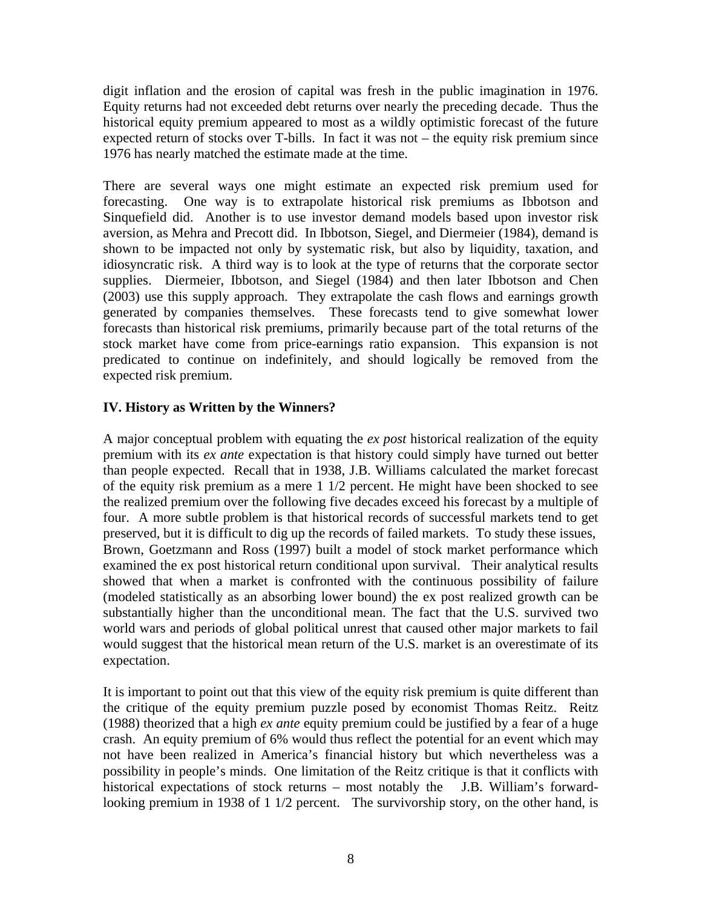digit inflation and the erosion of capital was fresh in the public imagination in 1976. Equity returns had not exceeded debt returns over nearly the preceding decade. Thus the historical equity premium appeared to most as a wildly optimistic forecast of the future expected return of stocks over T-bills. In fact it was not – the equity risk premium since 1976 has nearly matched the estimate made at the time.

There are several ways one might estimate an expected risk premium used for forecasting. One way is to extrapolate historical risk premiums as Ibbotson and Sinquefield did. Another is to use investor demand models based upon investor risk aversion, as Mehra and Precott did. In Ibbotson, Siegel, and Diermeier (1984), demand is shown to be impacted not only by systematic risk, but also by liquidity, taxation, and idiosyncratic risk. A third way is to look at the type of returns that the corporate sector supplies. Diermeier, Ibbotson, and Siegel (1984) and then later Ibbotson and Chen (2003) use this supply approach. They extrapolate the cash flows and earnings growth generated by companies themselves. These forecasts tend to give somewhat lower forecasts than historical risk premiums, primarily because part of the total returns of the stock market have come from price-earnings ratio expansion. This expansion is not predicated to continue on indefinitely, and should logically be removed from the expected risk premium.

## IV. History as Written by the Winners?

A major conceptual problem with equating the *ex post* historical realization of the equity premium with its *ex ante* expectation is that history could simply have turned out better than people expected. Recall that in 1938, J.B. Williams calculated the market forecast of the equity risk premium as a mere 1 1/2 percent. He might have been shocked to see the realized premium over the following five decades exceed his forecast by a multiple of four. A more subtle problem is that historical records of successful markets tend to get preserved, but it is difficult to dig up the records of failed markets. To study these issues, Brown, Goetzmann and Ross (1997) built a model of stock market performance which examined the ex post historical return conditional upon survival. Their analytical results showed that when a market is confronted with the continuous possibility of failure (modeled statistically as an absorbing lower bound) the ex post realized growth can be substantially higher than the unconditional mean. The fact that the U.S. survived two world wars and periods of global political unrest that caused other major markets to fail would suggest that the historical mean return of the U.S. market is an overestimate of its expectation.

It is important to point out that this view of the equity risk premium is quite different than the critique of the equity premium puzzle posed by economist Thomas Reitz. Reitz (1988) theorized that a high *ex ante* equity premium could be justified by a fear of a huge crash. An equity premium of 6% would thus reflect the potential for an event which may not have been realized in America's financial history but which nevertheless was a possibility in people's minds. One limitation of the Reitz critique is that it conflicts with historical expectations of stock returns – most notably the J.B. William's forward-looking premium in 1938 of 1 1/2 percent. The survivorship story, on the other hand, is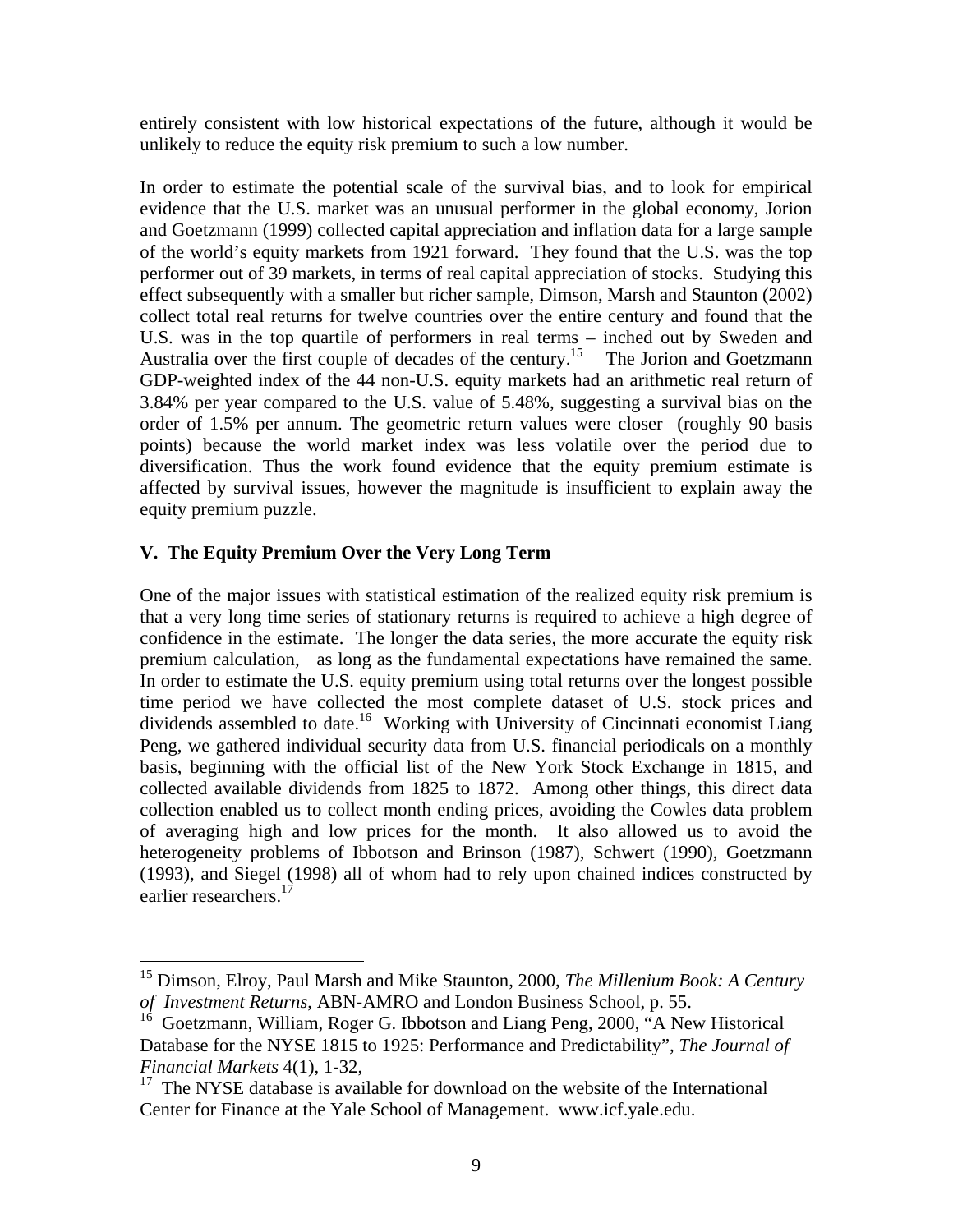entirely consistent with low historical expectations of the future, although it would be unlikely to reduce the equity risk premium to such a low number.

In order to estimate the potential scale of the survival bias, and to look for empirical evidence that the U.S. market was an unusual performer in the global economy, Jorion and Goetzmann (1999) collected capital appreciation and inflation data for a large sample of the world's equity markets from 1921 forward. They found that the U.S. was the top performer out of 39 markets, in terms of real capital appreciation of stocks. Studying this effect subsequently with a smaller but richer sample, Dimson, Marsh and Staunton (2002) collect total real returns for twelve countries over the entire century and found that the U.S. was in the top quartile of performers in real terms – inched out by Sweden and Australia over the first couple of decades of the century.[15] The Jorion and Goetzmann GDP-weighted index of the 44 non-U.S. equity markets had an arithmetic real return of 3.84% per year compared to the U.S. value of 5.48%, suggesting a survival bias on the order of 1.5% per annum. The geometric return values were closer (roughly 90 basis points) because the world market index was less volatile over the period due to diversification. Thus the work found evidence that the equity premium estimate is affected by survival issues, however the magnitude is insufficient to explain away the equity premium puzzle.

## V. The Equity Premium Over the Very Long Term

One of the major issues with statistical estimation of the realized equity risk premium is that a very long time series of stationary returns is required to achieve a high degree of confidence in the estimate. The longer the data series, the more accurate the equity risk premium calculation, as long as the fundamental expectations have remained the same. In order to estimate the U.S. equity premium using total returns over the longest possible time period we have collected the most complete dataset of U.S. stock prices and dividends assembled to date.[16] Working with University of Cincinnati economist Liang Peng, we gathered individual security data from U.S. financial periodicals on a monthly basis, beginning with the official list of the New York Stock Exchange in 1815, and collected available dividends from 1825 to 1872. Among other things, this direct data collection enabled us to collect month ending prices, avoiding the Cowles data problem of averaging high and low prices for the month. It also allowed us to avoid the heterogeneity problems of Ibbotson and Brinson (1987), Schwert (1990), Goetzmann (1993), and Siegel (1998) all of whom had to rely upon chained indices constructed by earlier researchers.[17]

---

[15] Dimson, Elroy, Paul Marsh and Mike Staunton, 2000, *The Millenium Book: A Century of Investment Returns*, ABN-AMRO and London Business School, p. 55.

[16] Goetzmann, William, Roger G. Ibbotson and Liang Peng, 2000, "A New Historical Database for the NYSE 1815 to 1925: Performance and Predictability", *The Journal of Financial Markets* 4(1), 1-32,

[17] The NYSE database is available for download on the website of the International Center for Finance at the Yale School of Management. www.icf.yale.edu.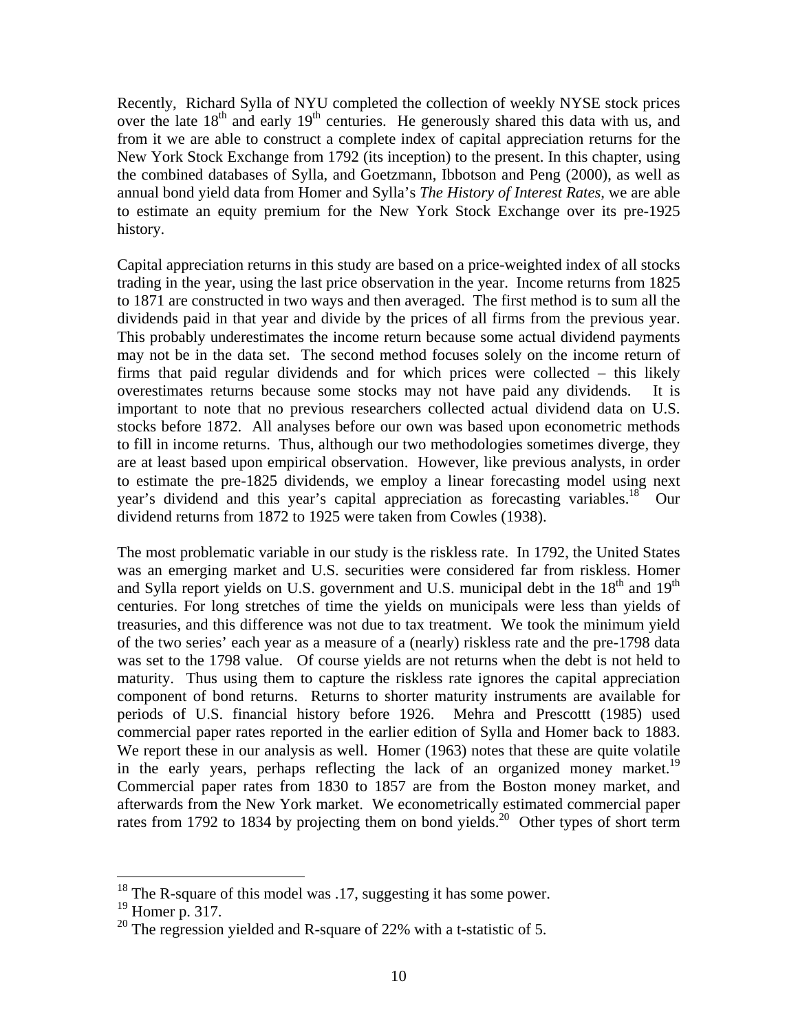Recently, Richard Sylla of NYU completed the collection of weekly NYSE stock prices over the late $18^{th}$ and early $19^{th}$ centuries. He generously shared this data with us, and from it we are able to construct a complete index of capital appreciation returns for the New York Stock Exchange from 1792 (its inception) to the present. In this chapter, using the combined databases of Sylla, and Goetzmann, Ibbotson and Peng (2000), as well as annual bond yield data from Homer and Sylla's *The History of Interest Rates*, we are able to estimate an equity premium for the New York Stock Exchange over its pre-1925 history.

Capital appreciation returns in this study are based on a price-weighted index of all stocks trading in the year, using the last price observation in the year. Income returns from 1825 to 1871 are constructed in two ways and then averaged. The first method is to sum all the dividends paid in that year and divide by the prices of all firms from the previous year. This probably underestimates the income return because some actual dividend payments may not be in the data set. The second method focuses solely on the income return of firms that paid regular dividends and for which prices were collected – this likely overestimates returns because some stocks may not have paid any dividends. It is important to note that no previous researchers collected actual dividend data on U.S. stocks before 1872. All analyses before our own was based upon econometric methods to fill in income returns. Thus, although our two methodologies sometimes diverge, they are at least based upon empirical observation. However, like previous analysts, in order to estimate the pre-1825 dividends, we employ a linear forecasting model using next year's dividend and this year's capital appreciation as forecasting variables.[18] Our dividend returns from 1872 to 1925 were taken from Cowles (1938).

The most problematic variable in our study is the riskless rate. In 1792, the United States was an emerging market and U.S. securities were considered far from riskless. Homer and Sylla report yields on U.S. government and U.S. municipal debt in the $18^{th}$ and $19^{th}$ centuries. For long stretches of time the yields on municipals were less than yields of treasuries, and this difference was not due to tax treatment. We took the minimum yield of the two series' each year as a measure of a (nearly) riskless rate and the pre-1798 data was set to the 1798 value. Of course yields are not returns when the debt is not held to maturity. Thus using them to capture the riskless rate ignores the capital appreciation component of bond returns. Returns to shorter maturity instruments are available for periods of U.S. financial history before 1926. Mehra and Prescottt (1985) used commercial paper rates reported in the earlier edition of Sylla and Homer back to 1883. We report these in our analysis as well. Homer (1963) notes that these are quite volatile in the early years, perhaps reflecting the lack of an organized money market.[19] Commercial paper rates from 1830 to 1857 are from the Boston money market, and afterwards from the New York market. We econometrically estimated commercial paper rates from 1792 to 1834 by projecting them on bond yields.[20] Other types of short term

---

[18] The R-square of this model was .17, suggesting it has some power.

[19] Homer p. 317.

[20] The regression yielded and R-square of 22% with a t-statistic of 5.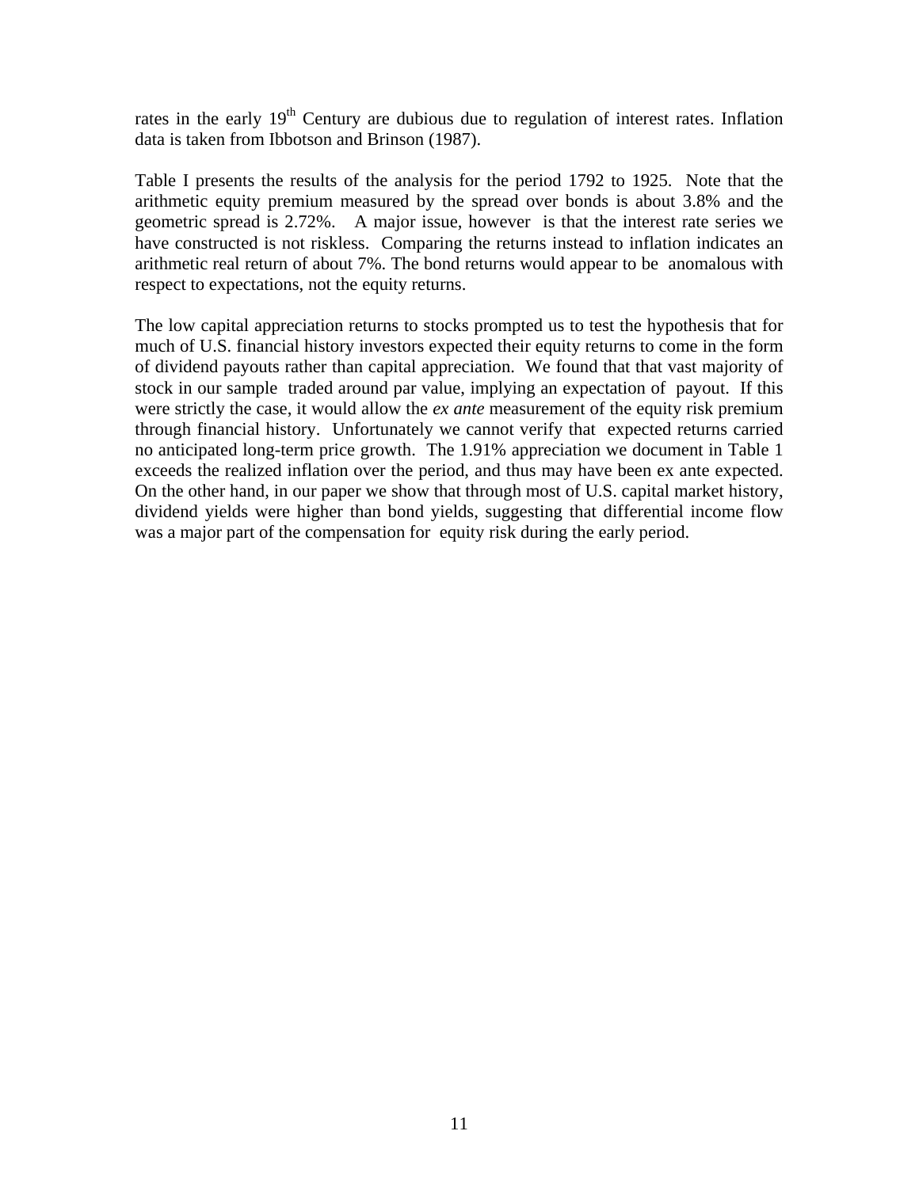rates in the early 19th Century are dubious due to regulation of interest rates. Inflation data is taken from Ibbotson and Brinson (1987).

Table I presents the results of the analysis for the period 1792 to 1925. Note that the arithmetic equity premium measured by the spread over bonds is about 3.8% and the geometric spread is 2.72%. A major issue, however is that the interest rate series we have constructed is not riskless. Comparing the returns instead to inflation indicates an arithmetic real return of about 7%. The bond returns would appear to be anomalous with respect to expectations, not the equity returns.

The low capital appreciation returns to stocks prompted us to test the hypothesis that for much of U.S. financial history investors expected their equity returns to come in the form of dividend payouts rather than capital appreciation. We found that that vast majority of stock in our sample traded around par value, implying an expectation of payout. If this were strictly the case, it would allow the *ex ante* measurement of the equity risk premium through financial history. Unfortunately we cannot verify that expected returns carried no anticipated long-term price growth. The 1.91% appreciation we document in Table 1 exceeds the realized inflation over the period, and thus may have been ex ante expected. On the other hand, in our paper we show that through most of U.S. capital market history, dividend yields were higher than bond yields, suggesting that differential income flow was a major part of the compensation for equity risk during the early period.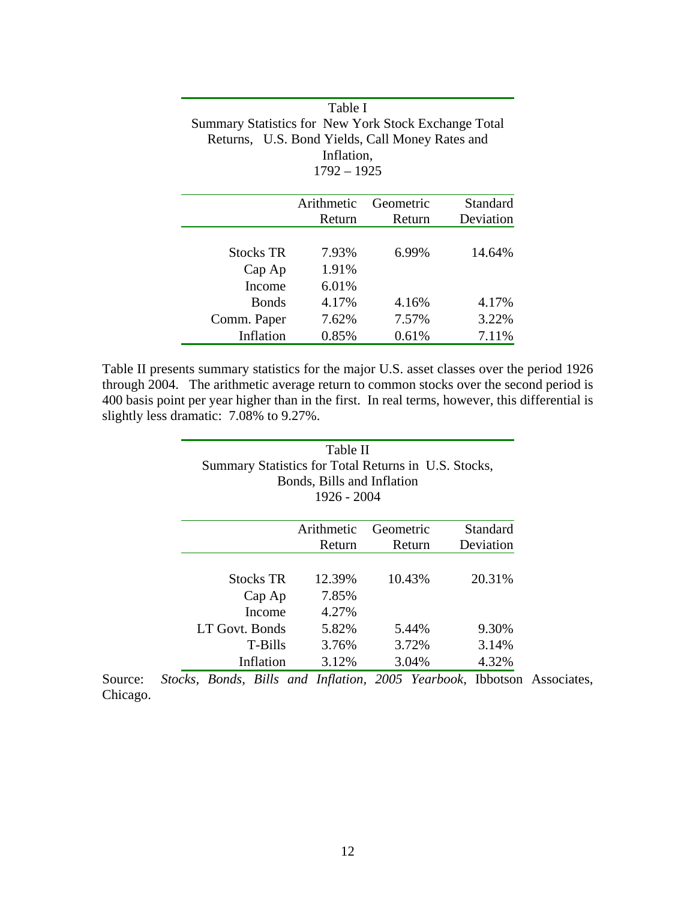Table I
Summary Statistics for New York Stock Exchange Total Returns, U.S. Bond Yields, Call Money Rates and Inflation,
1792 – 1925

| | Arithmetic Return | Geometric Return | Standard Deviation |
|---|---|---|---|
| Stocks TR | 7.93% | 6.99% | 14.64% |
| Cap Ap | 1.91% | | |
| Income | 6.01% | | |
| Bonds | 4.17% | 4.16% | 4.17% |
| Comm. Paper | 7.62% | 7.57% | 3.22% |
| Inflation | 0.85% | 0.61% | 7.11% |

Table II presents summary statistics for the major U.S. asset classes over the period 1926 through 2004. The arithmetic average return to common stocks over the second period is 400 basis point per year higher than in the first. In real terms, however, this differential is slightly less dramatic: 7.08% to 9.27%.

Table II
Summary Statistics for Total Returns in U.S. Stocks, Bonds, Bills and Inflation
1926 - 2004

| | Arithmetic Return | Geometric Return | Standard Deviation |
|---|---|---|---|
| Stocks TR | 12.39% | 10.43% | 20.31% |
| Cap Ap | 7.85% | | |
| Income | 4.27% | | |
| LT Govt. Bonds | 5.82% | 5.44% | 9.30% |
| T-Bills | 3.76% | 3.72% | 3.14% |
| Inflation | 3.12% | 3.04% | 4.32% |

Source: *Stocks, Bonds, Bills and Inflation, 2005 Yearbook*, Ibbotson Associates, Chicago.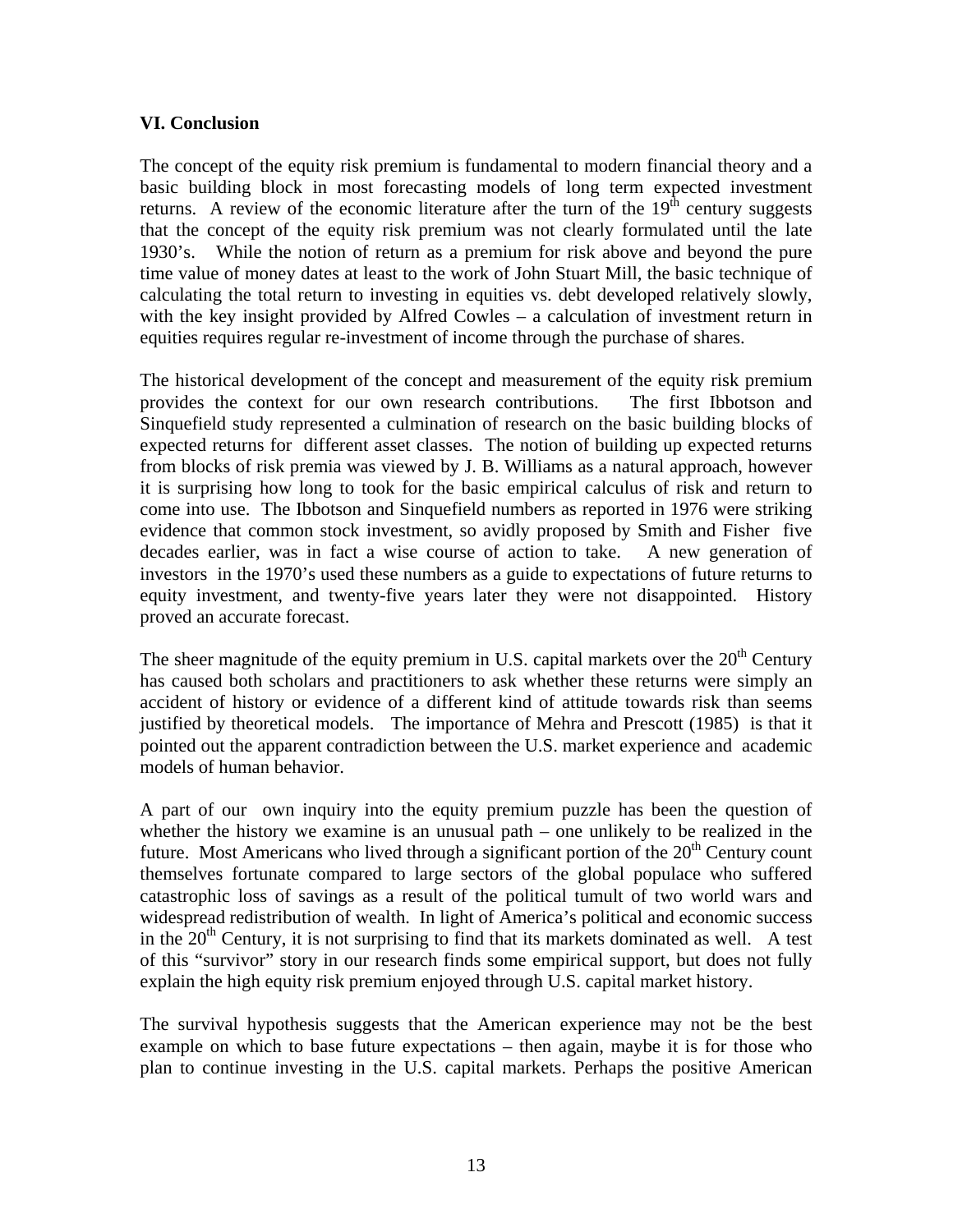### VI. Conclusion

The concept of the equity risk premium is fundamental to modern financial theory and a basic building block in most forecasting models of long term expected investment returns. A review of the economic literature after the turn of the $19^{th}$ century suggests that the concept of the equity risk premium was not clearly formulated until the late 1930's. While the notion of return as a premium for risk above and beyond the pure time value of money dates at least to the work of John Stuart Mill, the basic technique of calculating the total return to investing in equities vs. debt developed relatively slowly, with the key insight provided by Alfred Cowles – a calculation of investment return in equities requires regular re-investment of income through the purchase of shares.

The historical development of the concept and measurement of the equity risk premium provides the context for our own research contributions. The first Ibbotson and Sinquefield study represented a culmination of research on the basic building blocks of expected returns for different asset classes. The notion of building up expected returns from blocks of risk premia was viewed by J. B. Williams as a natural approach, however it is surprising how long to took for the basic empirical calculus of risk and return to come into use. The Ibbotson and Sinquefield numbers as reported in 1976 were striking evidence that common stock investment, so avidly proposed by Smith and Fisher five decades earlier, was in fact a wise course of action to take. A new generation of investors in the 1970's used these numbers as a guide to expectations of future returns to equity investment, and twenty-five years later they were not disappointed. History proved an accurate forecast.

The sheer magnitude of the equity premium in U.S. capital markets over the $20^{th}$ Century has caused both scholars and practitioners to ask whether these returns were simply an accident of history or evidence of a different kind of attitude towards risk than seems justified by theoretical models. The importance of Mehra and Prescott (1985) is that it pointed out the apparent contradiction between the U.S. market experience and academic models of human behavior.

A part of our own inquiry into the equity premium puzzle has been the question of whether the history we examine is an unusual path – one unlikely to be realized in the future. Most Americans who lived through a significant portion of the $20^{th}$ Century count themselves fortunate compared to large sectors of the global populace who suffered catastrophic loss of savings as a result of the political tumult of two world wars and widespread redistribution of wealth. In light of America's political and economic success in the $20^{th}$ Century, it is not surprising to find that its markets dominated as well. A test of this "survivor" story in our research finds some empirical support, but does not fully explain the high equity risk premium enjoyed through U.S. capital market history.

The survival hypothesis suggests that the American experience may not be the best example on which to base future expectations – then again, maybe it is for those who plan to continue investing in the U.S. capital markets. Perhaps the positive American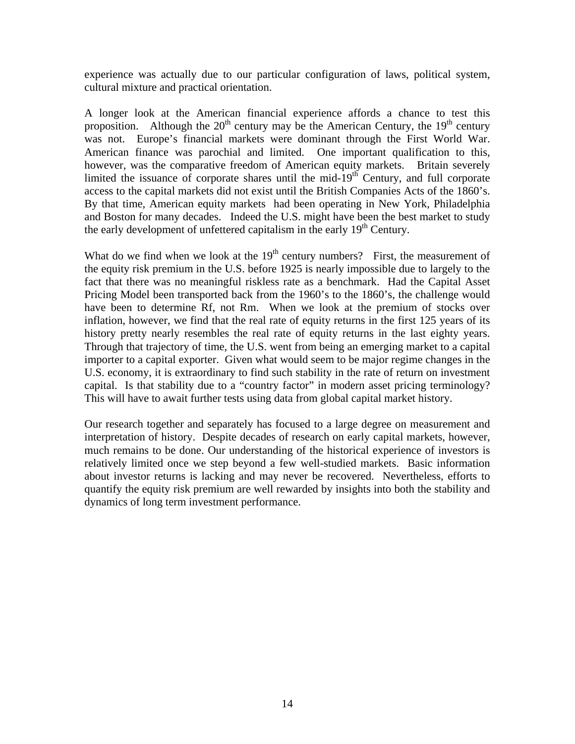experience was actually due to our particular configuration of laws, political system, cultural mixture and practical orientation.

A longer look at the American financial experience affords a chance to test this proposition. Although the 20th century may be the American Century, the 19th century was not. Europe's financial markets were dominant through the First World War. American finance was parochial and limited. One important qualification to this, however, was the comparative freedom of American equity markets. Britain severely limited the issuance of corporate shares until the mid-19th Century, and full corporate access to the capital markets did not exist until the British Companies Acts of the 1860's. By that time, American equity markets had been operating in New York, Philadelphia and Boston for many decades. Indeed the U.S. might have been the best market to study the early development of unfettered capitalism in the early 19th Century.

What do we find when we look at the 19th century numbers? First, the measurement of the equity risk premium in the U.S. before 1925 is nearly impossible due to largely to the fact that there was no meaningful riskless rate as a benchmark. Had the Capital Asset Pricing Model been transported back from the 1960's to the 1860's, the challenge would have been to determine Rf, not Rm. When we look at the premium of stocks over inflation, however, we find that the real rate of equity returns in the first 125 years of its history pretty nearly resembles the real rate of equity returns in the last eighty years. Through that trajectory of time, the U.S. went from being an emerging market to a capital importer to a capital exporter. Given what would seem to be major regime changes in the U.S. economy, it is extraordinary to find such stability in the rate of return on investment capital. Is that stability due to a "country factor" in modern asset pricing terminology? This will have to await further tests using data from global capital market history.

Our research together and separately has focused to a large degree on measurement and interpretation of history. Despite decades of research on early capital markets, however, much remains to be done. Our understanding of the historical experience of investors is relatively limited once we step beyond a few well-studied markets. Basic information about investor returns is lacking and may never be recovered. Nevertheless, efforts to quantify the equity risk premium are well rewarded by insights into both the stability and dynamics of long term investment performance.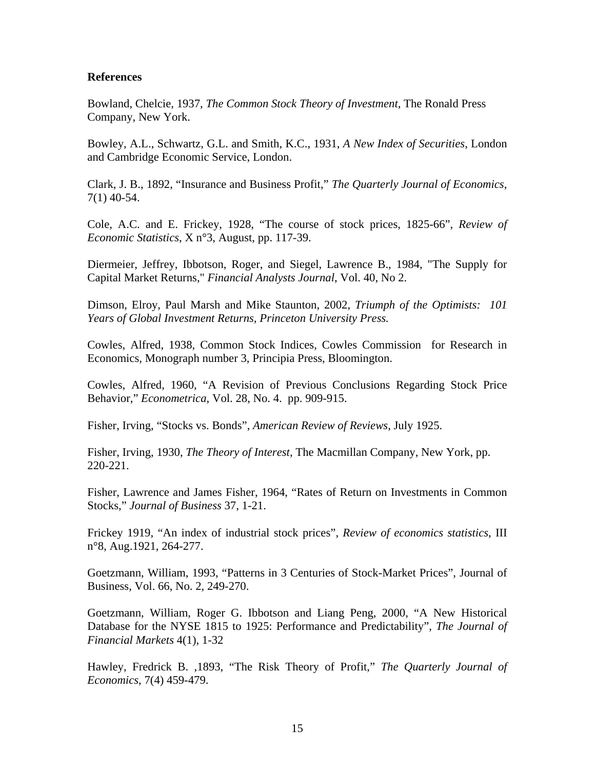**References**

Bowland, Chelcie, 1937, *The Common Stock Theory of Investment*, The Ronald Press Company, New York.

Bowley, A.L., Schwartz, G.L. and Smith, K.C., 1931, *A New Index of Securities*, London and Cambridge Economic Service, London.

Clark, J. B., 1892, "Insurance and Business Profit," *The Quarterly Journal of Economics*, 7(1) 40-54.

Cole, A.C. and E. Frickey, 1928, "The course of stock prices, 1825-66", *Review of Economic Statistics*, X n°3, August, pp. 117-39.

Diermeier, Jeffrey, Ibbotson, Roger, and Siegel, Lawrence B., 1984, "The Supply for Capital Market Returns," *Financial Analysts Journal*, Vol. 40, No 2.

Dimson, Elroy, Paul Marsh and Mike Staunton, 2002, *Triumph of the Optimists: 101 Years of Global Investment Returns, Princeton University Press.*

Cowles, Alfred, 1938, Common Stock Indices, Cowles Commission for Research in Economics, Monograph number 3, Principia Press, Bloomington.

Cowles, Alfred, 1960, "A Revision of Previous Conclusions Regarding Stock Price Behavior," *Econometrica*, Vol. 28, No. 4. pp. 909-915.

Fisher, Irving, "Stocks vs. Bonds", *American Review of Reviews*, July 1925.

Fisher, Irving, 1930, *The Theory of Interest*, The Macmillan Company, New York, pp. 220-221.

Fisher, Lawrence and James Fisher, 1964, "Rates of Return on Investments in Common Stocks," *Journal of Business* 37, 1-21.

Frickey 1919, "An index of industrial stock prices", *Review of economics statistics*, III n°8, Aug.1921, 264-277.

Goetzmann, William, 1993, "Patterns in 3 Centuries of Stock-Market Prices", Journal of Business, Vol. 66, No. 2, 249-270.

Goetzmann, William, Roger G. Ibbotson and Liang Peng, 2000, "A New Historical Database for the NYSE 1815 to 1925: Performance and Predictability", *The Journal of Financial Markets* 4(1), 1-32

Hawley, Fredrick B. ,1893, "The Risk Theory of Profit," *The Quarterly Journal of Economics*, 7(4) 459-479.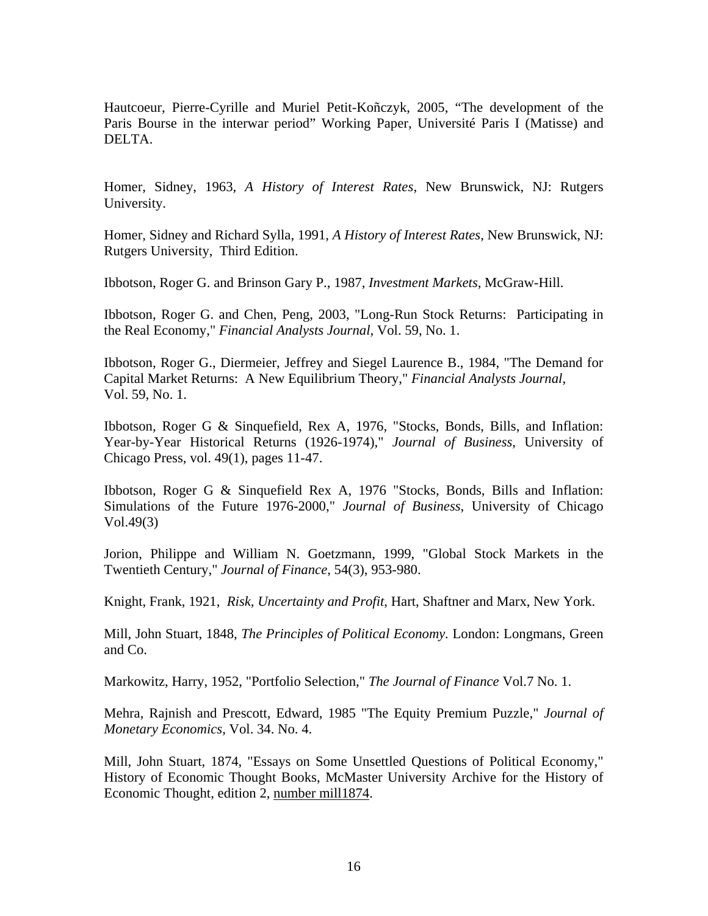Hautcoeur, Pierre-Cyrille and Muriel Petit-Koñczyk, 2005, “The development of the Paris Bourse in the interwar period” Working Paper, Université Paris I (Matisse) and DELTA.

Homer, Sidney, 1963, *A History of Interest Rates*, New Brunswick, NJ: Rutgers University.

Homer, Sidney and Richard Sylla, 1991, *A History of Interest Rates*, New Brunswick, NJ: Rutgers University, Third Edition.

Ibbotson, Roger G. and Brinson Gary P., 1987, *Investment Markets*, McGraw-Hill.

Ibbotson, Roger G. and Chen, Peng, 2003, "Long-Run Stock Returns: Participating in the Real Economy," *Financial Analysts Journal*, Vol. 59, No. 1.

Ibbotson, Roger G., Diermeier, Jeffrey and Siegel Laurence B., 1984, "The Demand for Capital Market Returns: A New Equilibrium Theory," *Financial Analysts Journal*, Vol. 59, No. 1.

Ibbotson, Roger G & Sinquefield, Rex A, 1976, "Stocks, Bonds, Bills, and Inflation: Year-by-Year Historical Returns (1926-1974)," *Journal of Business*, University of Chicago Press, vol. 49(1), pages 11-47.

Ibbotson, Roger G & Sinquefield Rex A, 1976 "Stocks, Bonds, Bills and Inflation: Simulations of the Future 1976-2000," *Journal of Business*, University of Chicago Vol.49(3)

Jorion, Philippe and William N. Goetzmann, 1999, "Global Stock Markets in the Twentieth Century," *Journal of Finance*, 54(3), 953-980.

Knight, Frank, 1921, *Risk, Uncertainty and Profit*, Hart, Shaftner and Marx, New York.

Mill, John Stuart, 1848, *The Principles of Political Economy*. London: Longmans, Green and Co.

Markowitz, Harry, 1952, "Portfolio Selection," *The Journal of Finance* Vol.7 No. 1.

Mehra, Rajnish and Prescott, Edward, 1985 "The Equity Premium Puzzle," *Journal of Monetary Economics*, Vol. 34. No. 4.

Mill, John Stuart, 1874, "Essays on Some Unsettled Questions of Political Economy," History of Economic Thought Books, McMaster University Archive for the History of Economic Thought, edition 2, number mill1874.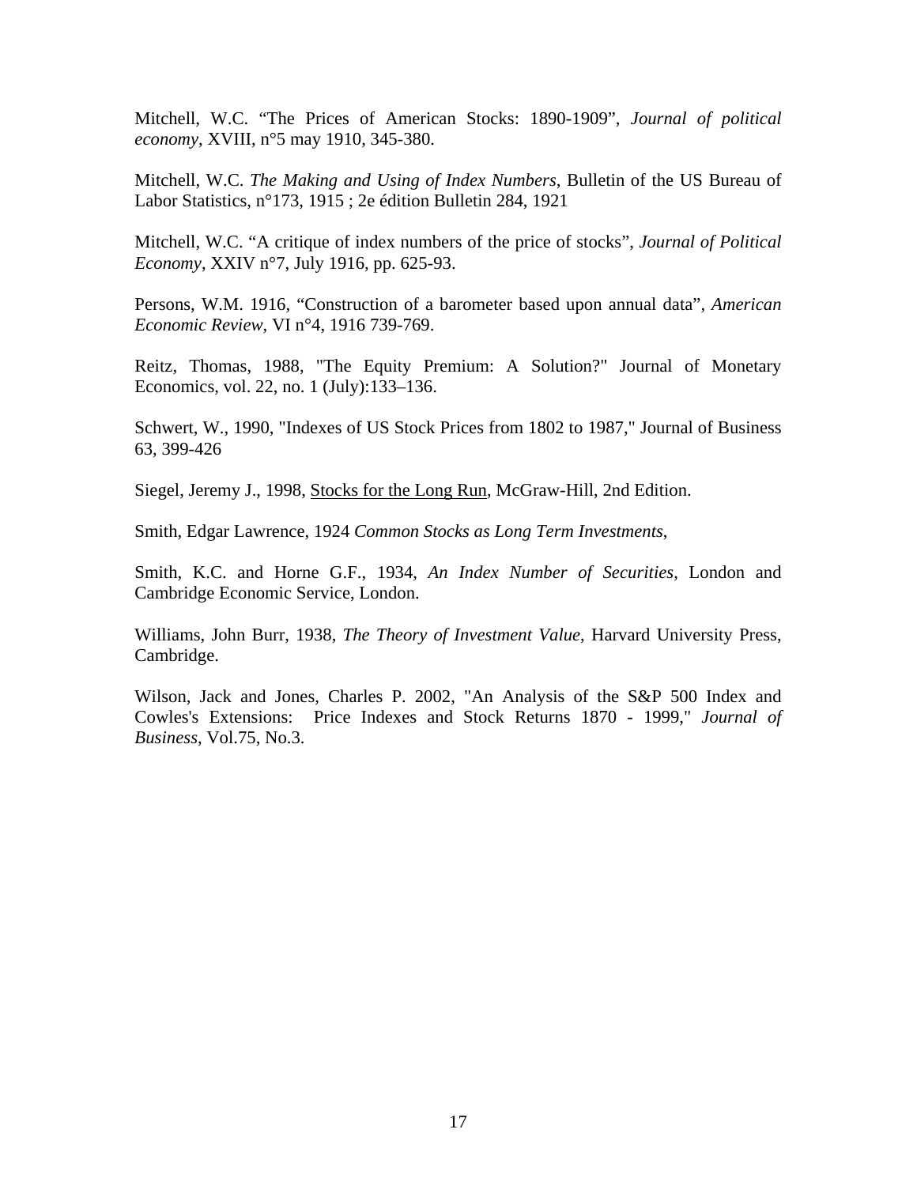Mitchell, W.C. “The Prices of American Stocks: 1890-1909”, *Journal of political economy*, XVIII, n°5 may 1910, 345-380.

Mitchell, W.C. *The Making and Using of Index Numbers*, Bulletin of the US Bureau of Labor Statistics, n°173, 1915 ; 2e édition Bulletin 284, 1921

Mitchell, W.C. “A critique of index numbers of the price of stocks”, *Journal of Political Economy*, XXIV n°7, July 1916, pp. 625-93.

Persons, W.M. 1916, “Construction of a barometer based upon annual data”, *American Economic Review*, VI n°4, 1916 739-769.

Reitz, Thomas, 1988, "The Equity Premium: A Solution?" Journal of Monetary Economics, vol. 22, no. 1 (July):133–136.

Schwert, W., 1990, "Indexes of US Stock Prices from 1802 to 1987," Journal of Business 63, 399-426

Siegel, Jeremy J., 1998, Stocks for the Long Run, McGraw-Hill, 2nd Edition.

Smith, Edgar Lawrence, 1924 *Common Stocks as Long Term Investments*,

Smith, K.C. and Horne G.F., 1934, *An Index Number of Securities*, London and Cambridge Economic Service, London.

Williams, John Burr, 1938, *The Theory of Investment Value*, Harvard University Press, Cambridge.

Wilson, Jack and Jones, Charles P. 2002, "An Analysis of the S&P 500 Index and Cowles's Extensions: Price Indexes and Stock Returns 1870 - 1999," *Journal of Business*, Vol.75, No.3.